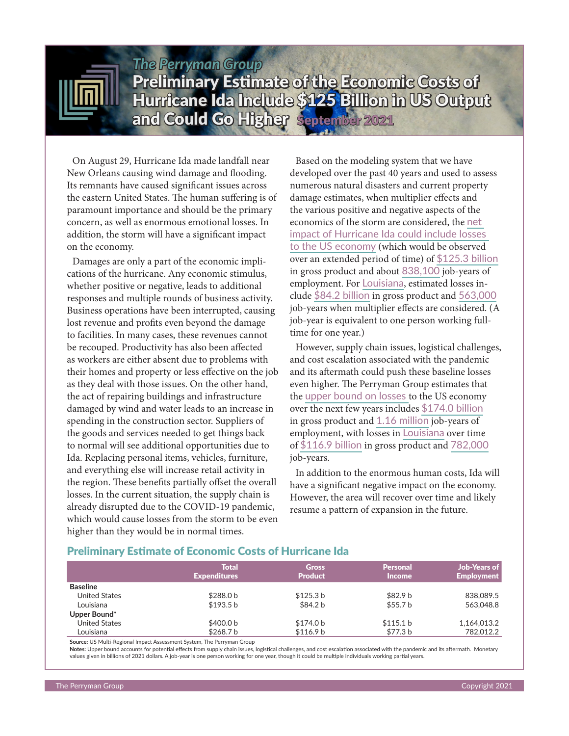*The Perryman Group*

# Preliminary Estimate of the Economic Costs of Hurricane Ida Include $125 Billion in US Output and Could Go Higher

September 2021

On August 29, Hurricane Ida made landfall near New Orleans causing wind damage and flooding. Its remnants have caused significant issues across the eastern United States. The human suffering is of paramount importance and should be the primary concern, as well as enormous emotional losses. In addition, the storm will have a significant impact on the economy.

Damages are only a part of the economic implications of the hurricane. Any economic stimulus, whether positive or negative, leads to additional responses and multiple rounds of business activity. Business operations have been interrupted, causing lost revenue and profits even beyond the damage to facilities. In many cases, these revenues cannot be recouped. Productivity has also been affected as workers are either absent due to problems with their homes and property or less effective on the job as they deal with those issues. On the other hand, the act of repairing buildings and infrastructure damaged by wind and water leads to an increase in spending in the construction sector. Suppliers of the goods and services needed to get things back to normal will see additional opportunities due to Ida. Replacing personal items, vehicles, furniture, and everything else will increase retail activity in the region. These benefits partially offset the overall losses. In the current situation, the supply chain is already disrupted due to the COVID-19 pandemic, which would cause losses from the storm to be even higher than they would be in normal times.

Based on the modeling system that we have developed over the past 40 years and used to assess numerous natural disasters and current property damage estimates, when multiplier effects and the various positive and negative aspects of the economics of the storm are considered, the net impact of Hurricane Ida could include losses to the US economy (which would be observed over an extended period of time) of $125.3 billion in gross product and about 838,100 job-years of employment. For Louisiana, estimated losses include $84.2 billion in gross product and 563,000 job-years when multiplier effects are considered. (A job-year is equivalent to one person working full-time for one year.)

However, supply chain issues, logistical challenges, and cost escalation associated with the pandemic and its aftermath could push these baseline losses even higher. The Perryman Group estimates that the upper bound on losses to the US economy over the next few years includes $174.0 billion in gross product and 1.16 million job-years of employment, with losses in Louisiana over time of $116.9 billion in gross product and 782,000 job-years.

In addition to the enormous human costs, Ida will have a significant negative impact on the economy. However, the area will recover over time and likely resume a pattern of expansion in the future.

## Preliminary Estimate of Economic Costs of Hurricane Ida

| | Total Expenditures | Gross Product | Personal Income | Job-Years of Employment |
|---|---|---|---|---|
| **Baseline** | | | | |
| United States | $288.0 b | $125.3 b | $82.9 b | 838,089.5 |
| Louisiana | $193.5 b | $84.2 b | $55.7 b | 563,048.8 |
| **Upper Bound*** | | | | |
| United States | $400.0 b | $174.0 b | $115.1 b | 1,164,013.2 |
| Louisiana | $268.7 b | $116.9 b | $77.3 b | 782,012.2 |

**Source:** US Multi-Regional Impact Assessment System, The Perryman Group

**Notes:** Upper bound accounts for potential effects from supply chain issues, logistical challenges, and cost escalation associated with the pandemic and its aftermath. Monetary values given in billions of 2021 dollars. A job-year is one person working for one year, though it could be multiple individuals working partial years.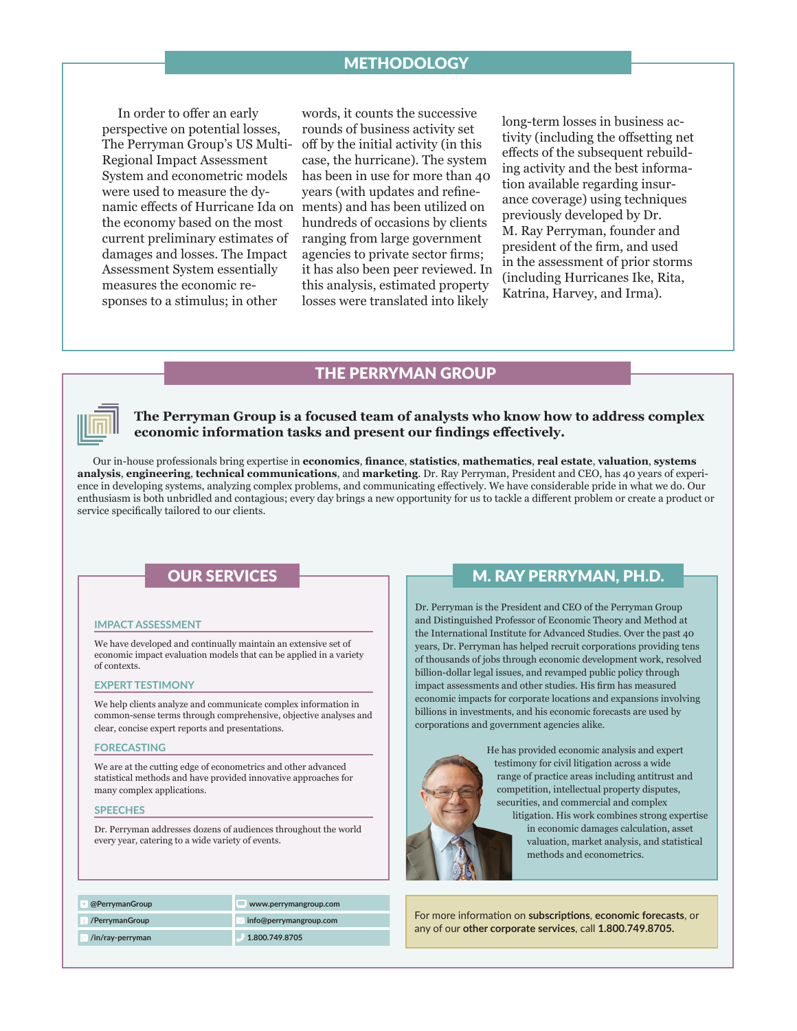## METHODOLOGY

In order to offer an early perspective on potential losses, The Perryman Group's US Multi-Regional Impact Assessment System and econometric models were used to measure the dynamic effects of Hurricane Ida on the economy based on the most current preliminary estimates of damages and losses. The Impact Assessment System essentially measures the economic responses to a stimulus; in other words, it counts the successive rounds of business activity set off by the initial activity (in this case, the hurricane). The system has been in use for more than 40 years (with updates and refinements) and has been utilized on hundreds of occasions by clients ranging from large government agencies to private sector firms; it has also been peer reviewed. In this analysis, estimated property losses were translated into likely long-term losses in business activity (including the offsetting net effects of the subsequent rebuilding activity and the best information available regarding insurance coverage) using techniques previously developed by Dr. M. Ray Perryman, founder and president of the firm, and used in the assessment of prior storms (including Hurricanes Ike, Rita, Katrina, Harvey, and Irma).

## THE PERRYMAN GROUP

**The Perryman Group is a focused team of analysts who know how to address complex economic information tasks and present our findings effectively.**

Our in-house professionals bring expertise in **economics**, **finance**, **statistics**, **mathematics**, **real estate**, **valuation**, **systems analysis**, **engineering**, **technical communications**, and **marketing**. Dr. Ray Perryman, President and CEO, has 40 years of experience in developing systems, analyzing complex problems, and communicating effectively. We have considerable pride in what we do. Our enthusiasm is both unbridled and contagious; every day brings a new opportunity for us to tackle a different problem or create a product or service specifically tailored to our clients.

### OUR SERVICES

#### IMPACT ASSESSMENT

We have developed and continually maintain an extensive set of economic impact evaluation models that can be applied in a variety of contexts.

#### EXPERT TESTIMONY

We help clients analyze and communicate complex information in common-sense terms through comprehensive, objective analyses and clear, concise expert reports and presentations.

#### FORECASTING

We are at the cutting edge of econometrics and other advanced statistical methods and have provided innovative approaches for many complex applications.

#### SPEECHES

Dr. Perryman addresses dozens of audiences throughout the world every year, catering to a wide variety of events.

### M. RAY PERRYMAN, PH.D.

Dr. Perryman is the President and CEO of the Perryman Group and Distinguished Professor of Economic Theory and Method at the International Institute for Advanced Studies. Over the past 40 years, Dr. Perryman has helped recruit corporations providing tens of thousands of jobs through economic development work, resolved billion-dollar legal issues, and revamped public policy through impact assessments and other studies. His firm has measured economic impacts for corporate locations and expansions involving billions in investments, and his economic forecasts are used by corporations and government agencies alike.

He has provided economic analysis and expert testimony for civil litigation across a wide range of practice areas including antitrust and competition, intellectual property disputes, securities, and commercial and complex litigation. His work combines strong expertise in economic damages calculation, asset valuation, market analysis, and statistical methods and econometrics.

@PerrymanGroup
/PerrymanGroup
/in/ray-perryman
www.perrymangroup.com
info@perrymangroup.com
1.800.749.8705

For more information on **subscriptions**, **economic forecasts**, or any of our **other corporate services**, call **1.800.749.8705.**